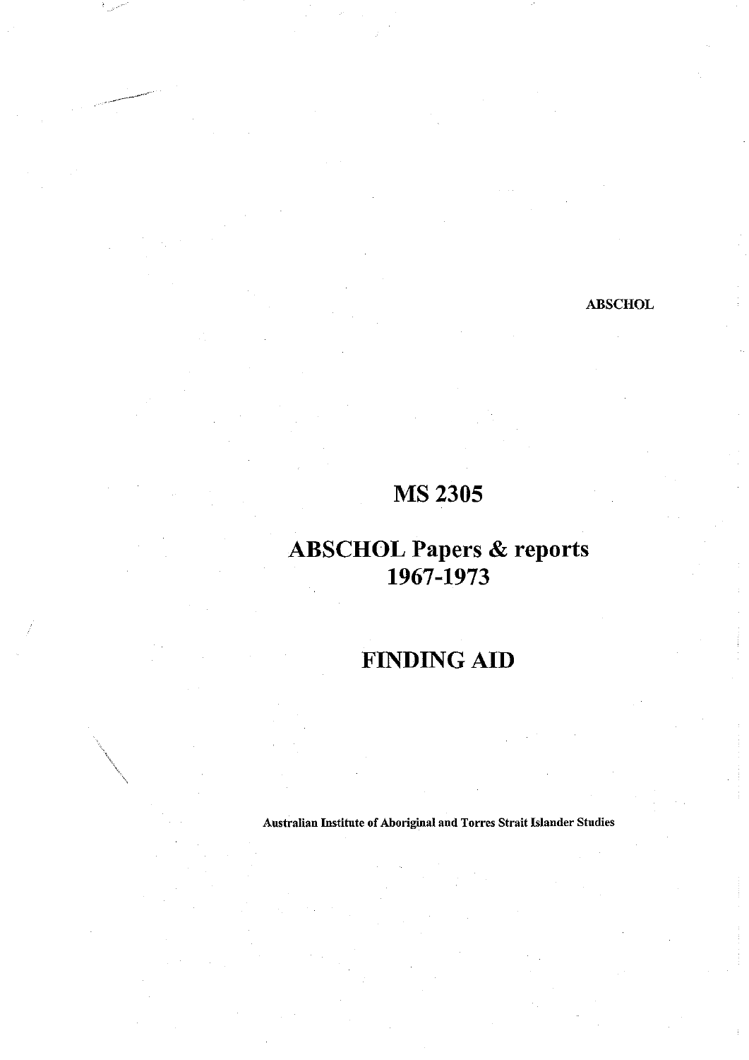ABSCHOL

# MS 2305

# ABSCHOL Papers & reports 1967-1973

# FINDING AID

**Australian Institute of Aboriginal and Torres Strait Islander Studies**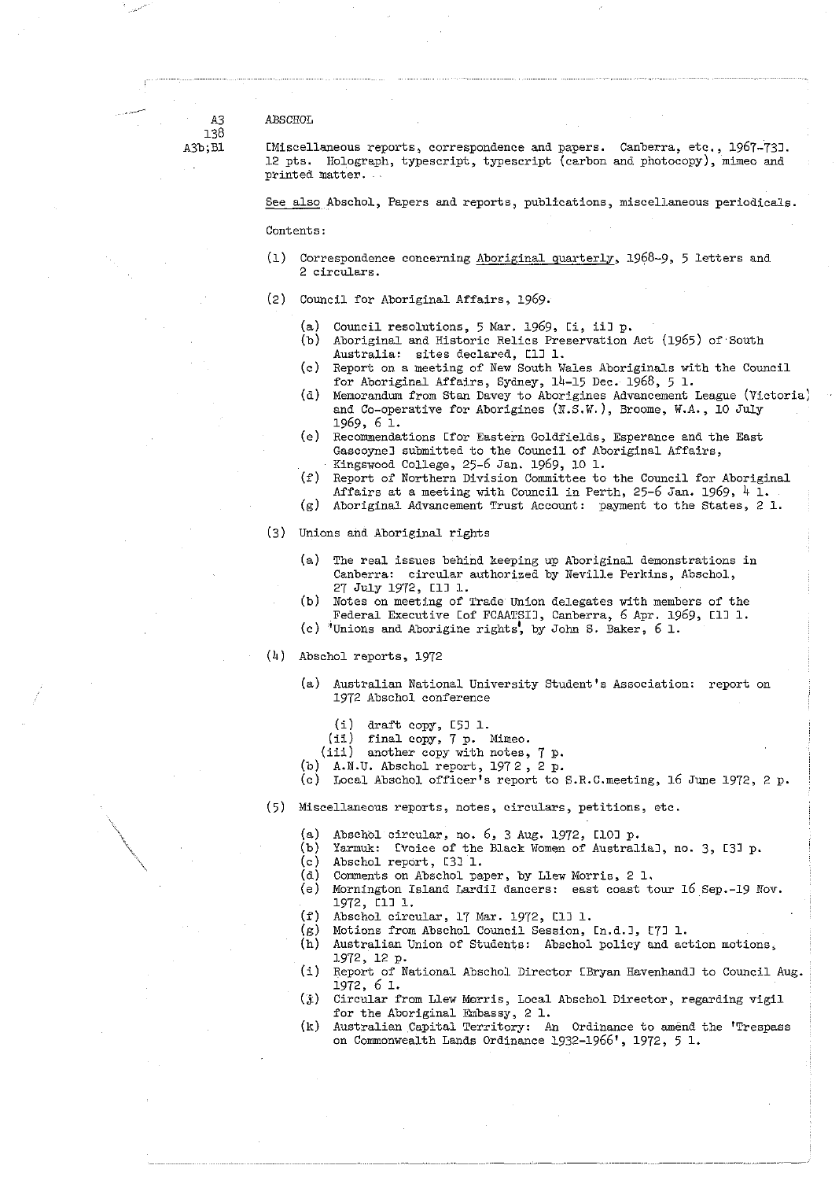A3
138
A3b;B1

ABSCHOL

[Miscellaneous reports, correspondence and papers. Canberra, etc., 1967-73]. 12 pts. Holograph, typescript, typescript (carbon and photocopy), mimeo and printed matter.

See also Abschol, Papers and reports, publications, miscellaneous periodicals.

Contents:

(1) Correspondence concerning Aboriginal quarterly, 1968-9, 5 letters and 2 circulars.

(2) Council for Aboriginal Affairs, 1969.

- (a) Council resolutions, 5 Mar. 1969, [i, ii] p.
- (b) Aboriginal and Historic Relics Preservation Act (1965) of South Australia: sites declared, [1] l.
- (c) Report on a meeting of New South Wales Aboriginals with the Council for Aboriginal Affairs, Sydney, 14-15 Dec. 1968, 5 l.
- (d) Memorandum from Stan Davey to Aborigines Advancement League (Victoria) and Co-operative for Aborigines (N.S.W.), Broome, W.A., 10 July 1969, 6 l.
- (e) Recommendations [for Eastern Goldfields, Esperance and the East Gascoyne] submitted to the Council of Aboriginal Affairs, Kingswood College, 25-6 Jan. 1969, 10 l.
- (f) Report of Northern Division Committee to the Council for Aboriginal Affairs at a meeting with Council in Perth, 25-6 Jan. 1969, 4 l.
- (g) Aboriginal Advancement Trust Account: payment to the States, 2 l.

(3) Unions and Aboriginal rights

- (a) The real issues behind keeping up Aboriginal demonstrations in Canberra: circular authorized by Neville Perkins, Abschol, 27 July 1972, [1] l.
- (b) Notes on meeting of Trade Union delegates with members of the Federal Executive [of FCAATSI], Canberra, 6 Apr. 1969, [1] l.
- (c) 'Unions and Aborigine rights', by John S. Baker, 6 l.

(4) Abschol reports, 1972

- (a) Australian National University Student's Association: report on 1972 Abschol conference
  - (i) draft copy, [5] l.
  - (ii) final copy, 7 p. Mimeo.
  - (iii) another copy with notes, 7 p.
- (b) A.N.U. Abschol report, 1972, 2 p.
- (c) Local Abschol officer's report to S.R.C.meeting, 16 June 1972, 2 p.

(5) Miscellaneous reports, notes, circulars, petitions, etc.

- (a) Abschol circular, no. 6, 3 Aug. 1972, [10] p.
- (b) Yarmuk: [voice of the Black Women of Australia], no. 3, [3] p.
- (c) Abschol report, [3] l.
- (d) Comments on Abschol paper, by Llew Morris, 2 l.
- (e) Mornington Island Lardil dancers: east coast tour 16 Sep.-19 Nov. 1972, [1] l.
- (f) Abschol circular, 17 Mar. 1972, [1] l.
- (g) Motions from Abschol Council Session, [n.d.], [7] l.
- (h) Australian Union of Students: Abschol policy and action motions, 1972, 12 p.
- (i) Report of National Abschol Director [Bryan Havenhand] to Council Aug. 1972, 6 l.
- (j) Circular from Llew Morris, Local Abschol Director, regarding vigil for the Aboriginal Embassy, 2 l.
- (k) Australian Capital Territory: An Ordinance to amend the 'Trespass on Commonwealth Lands Ordinance 1932-1966', 1972, 5 l.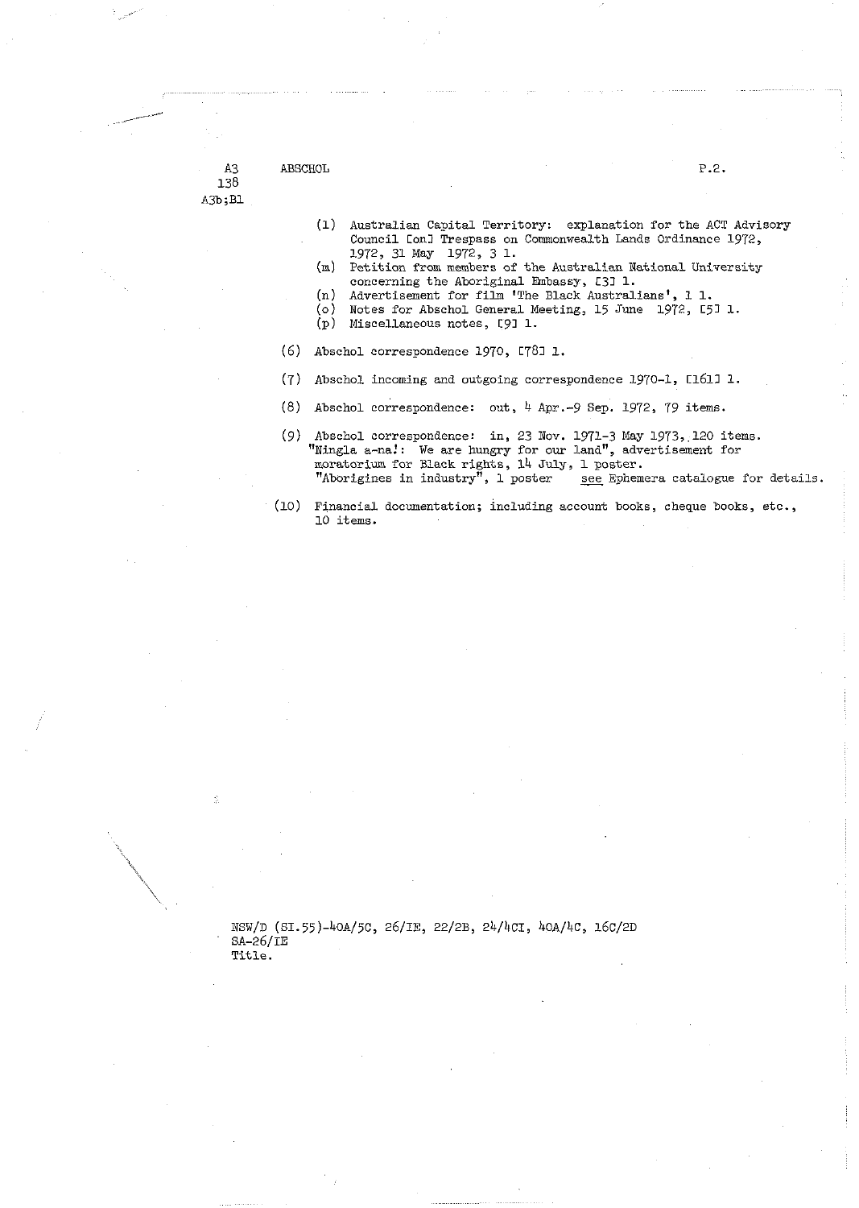A3 ABSCHOL
138
A3b;B1

- (l) Australian Capital Territory: explanation for the ACT Advisory Council [on] Trespass on Commonwealth Lands Ordinance 1972, 1972, 31 May 1972, 3 l.
- (m) Petition from members of the Australian National University concerning the Aboriginal Embassy, [3] l.
- (n) Advertisement for film 'The Black Australians', 1 l.
- (o) Notes for Abschol General Meeting, 15 June 1972, [5] l.
- (p) Miscellaneous notes, [9] l.

(6) Abschol correspondence 1970, [78] l.

(7) Abschol incoming and outgoing correspondence 1970-1, [161] l.

(8) Abschol correspondence: out, 4 Apr.-9 Sep. 1972, 79 items.

(9) Abschol correspondence: in, 23 Nov. 1971-3 May 1973, 120 items.
"Ningla a-na!: We are hungry for our land", advertisement for moratorium for Black rights, 14 July, 1 poster.
"Aborigines in industry", 1 poster see Ephemera catalogue for details.

(10) Financial documentation; including account books, cheque books, etc., 10 items.

NSW/D (SI.55)-40A/5C, 26/IE, 22/2B, 24/4CI, 40A/4C, 16C/2D
SA-26/IE
Title.